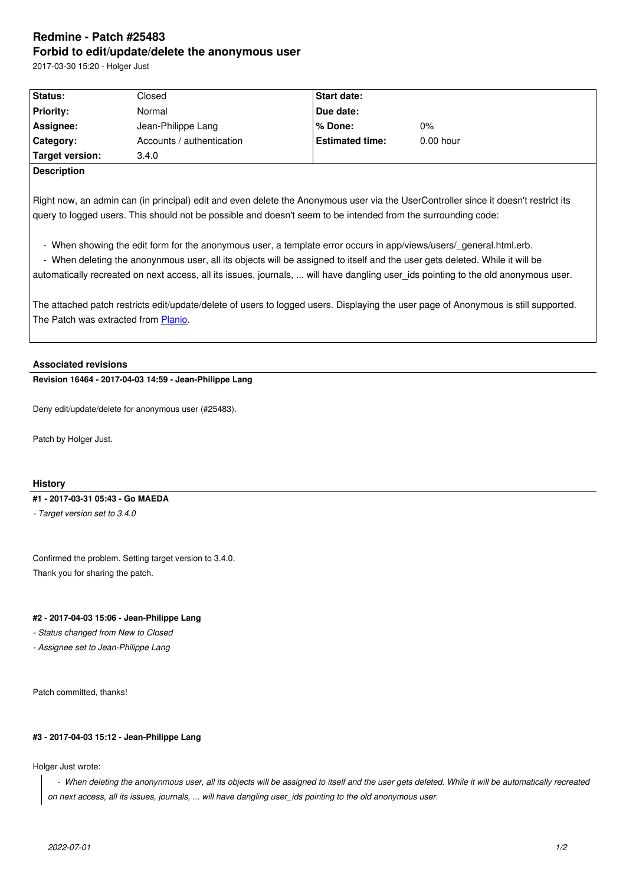# Redmine - Patch #25483

## Forbid to edit/update/delete the anonymous user

2017-03-30 15:20 - Holger Just

| Status: | Closed | Start date: | |
|---|---|---|---|
| Priority: | Normal | Due date: | |
| Assignee: | Jean-Philippe Lang | % Done: | 0% |
| Category: | Accounts / authentication | Estimated time: | 0.00 hour |
| Target version: | 3.4.0 | | |

**Description**

Right now, an admin can (in principal) edit and even delete the Anonymous user via the UserController since it doesn't restrict its query to logged users. This should not be possible and doesn't seem to be intended from the surrounding code:

- When showing the edit form for the anonymous user, a template error occurs in app/views/users/_general.html.erb.
- When deleting the anonynmous user, all its objects will be assigned to itself and the user gets deleted. While it will be automatically recreated on next access, all its issues, journals, ... will have dangling user_ids pointing to the old anonymous user.

The attached patch restricts edit/update/delete of users to logged users. Displaying the user page of Anonymous is still supported. The Patch was extracted from [Planio](Planio).

### Associated revisions

**Revision 16464 - 2017-04-03 14:59 - Jean-Philippe Lang**

Deny edit/update/delete for anonymous user (#25483).

Patch by Holger Just.

### History

**#1 - 2017-03-31 05:43 - Go MAEDA**

*- Target version set to 3.4.0*

Confirmed the problem. Setting target version to 3.4.0.
Thank you for sharing the patch.

**#2 - 2017-04-03 15:06 - Jean-Philippe Lang**

*- Status changed from New to Closed*
*- Assignee set to Jean-Philippe Lang*

Patch committed, thanks!

**#3 - 2017-04-03 15:12 - Jean-Philippe Lang**

Holger Just wrote:

> *- When deleting the anonynmous user, all its objects will be assigned to itself and the user gets deleted. While it will be automatically recreated on next access, all its issues, journals, ... will have dangling user_ids pointing to the old anonymous user.*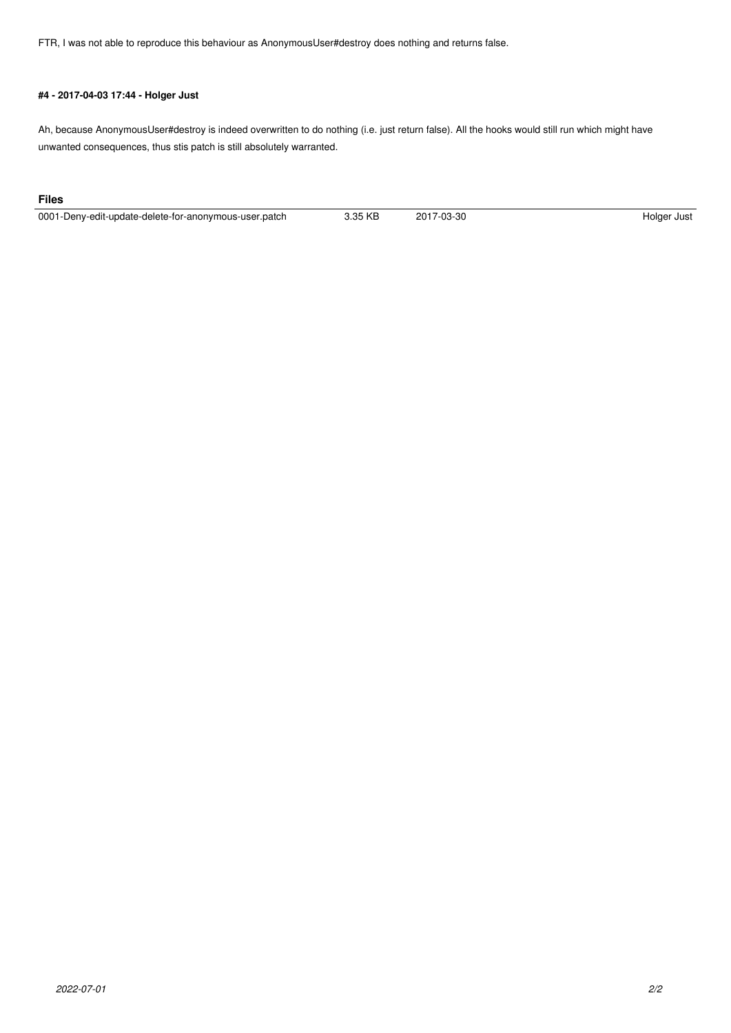FTR, I was not able to reproduce this behaviour as AnonymousUser#destroy does nothing and returns false.

#### #4 - 2017-04-03 17:44 - Holger Just

Ah, because AnonymousUser#destroy is indeed overwritten to do nothing (i.e. just return false). All the hooks would still run which might have unwanted consequences, thus stis patch is still absolutely warranted.

### Files

| | | | |
|---|---|---|---|
| 0001-Deny-edit-update-delete-for-anonymous-user.patch | 3.35 KB | 2017-03-30 | Holger Just |